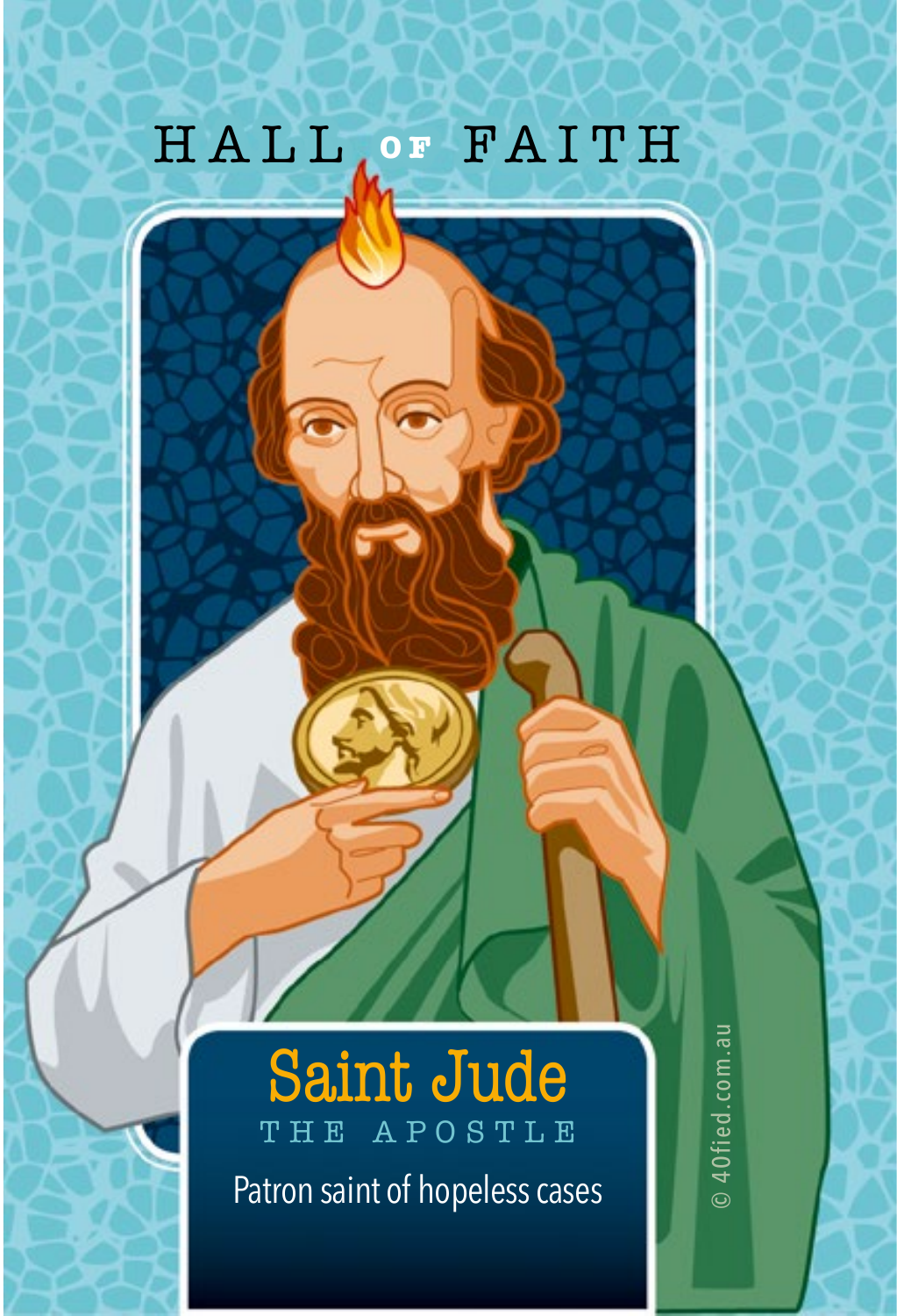# HALL OF FAITH

## Saint Jude

THE APOSTLE

Patron saint of hopeless cases

© 40fied.com.au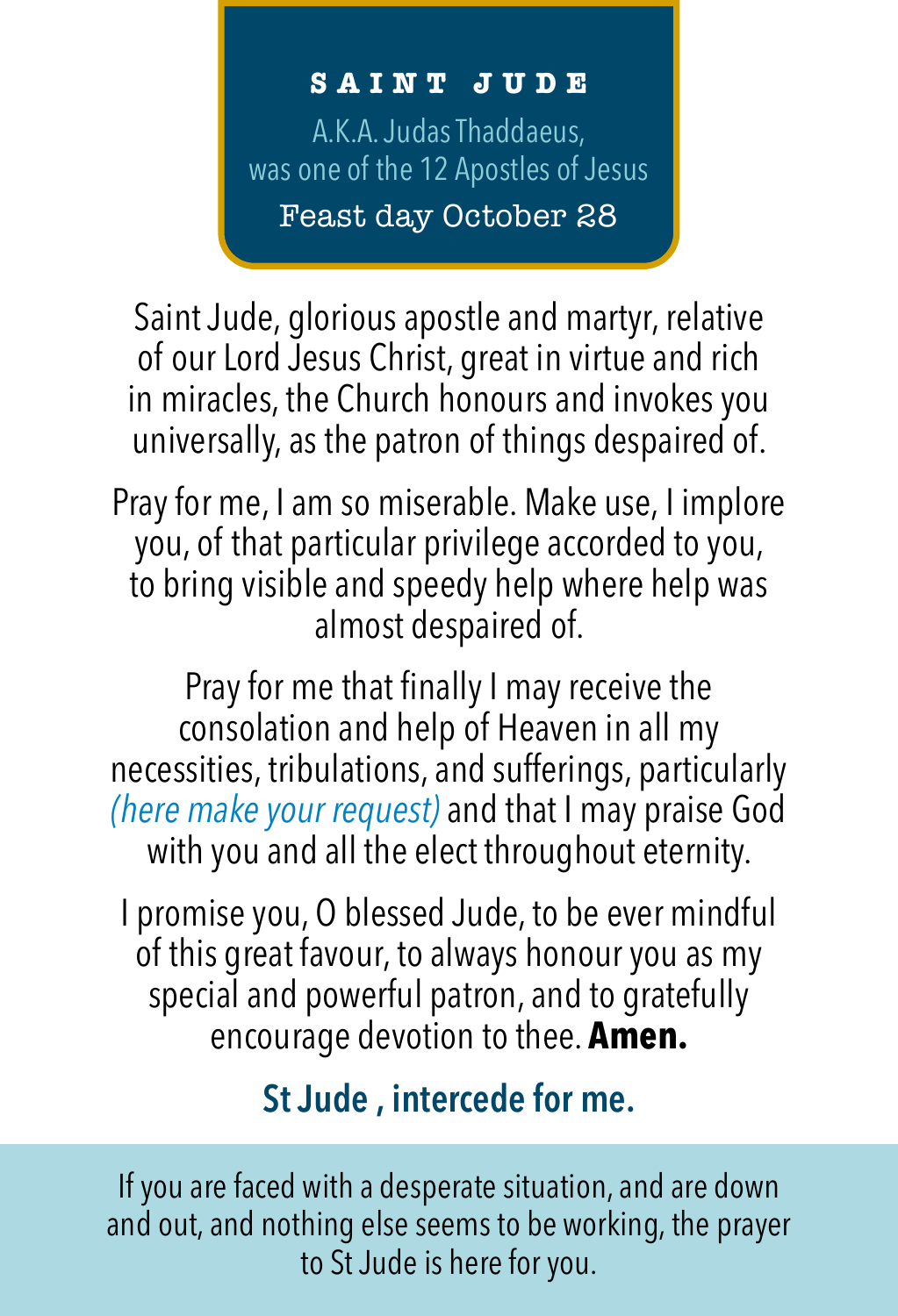## SAINT JUDE

A.K.A. Judas Thaddaeus,
was one of the 12 Apostles of Jesus

Feast day October 28

Saint Jude, glorious apostle and martyr, relative of our Lord Jesus Christ, great in virtue and rich in miracles, the Church honours and invokes you universally, as the patron of things despaired of.

Pray for me, I am so miserable. Make use, I implore you, of that particular privilege accorded to you, to bring visible and speedy help where help was almost despaired of.

Pray for me that finally I may receive the consolation and help of Heaven in all my necessities, tribulations, and sufferings, particularly *(here make your request)* and that I may praise God with you and all the elect throughout eternity.

I promise you, O blessed Jude, to be ever mindful of this great favour, to always honour you as my special and powerful patron, and to gratefully encourage devotion to thee. **Amen.**

**St Jude , intercede for me.**

If you are faced with a desperate situation, and are down and out, and nothing else seems to be working, the prayer to St Jude is here for you.